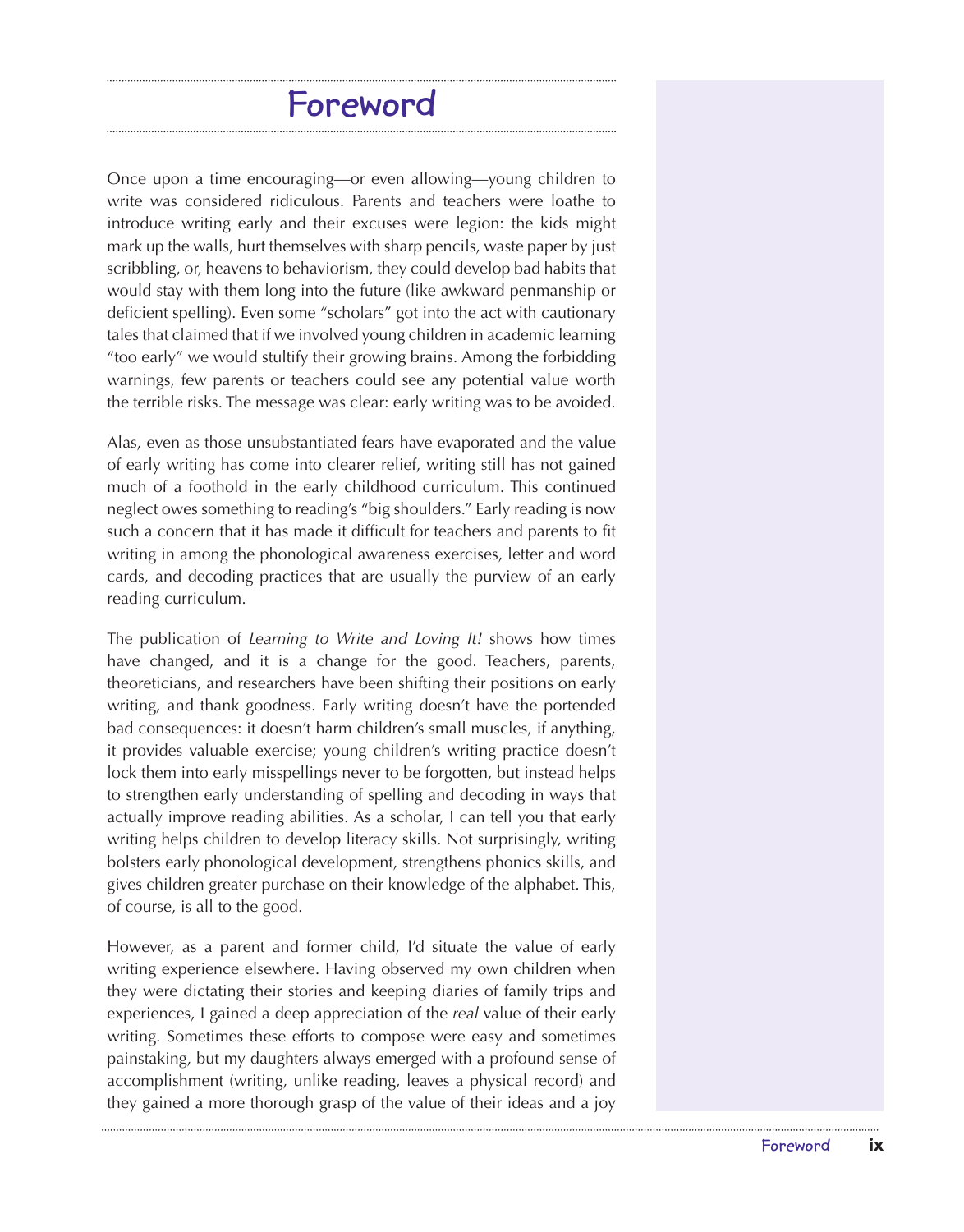# Foreword

Once upon a time encouraging—or even allowing—young children to write was considered ridiculous. Parents and teachers were loathe to introduce writing early and their excuses were legion: the kids might mark up the walls, hurt themselves with sharp pencils, waste paper by just scribbling, or, heavens to behaviorism, they could develop bad habits that would stay with them long into the future (like awkward penmanship or deficient spelling). Even some "scholars" got into the act with cautionary tales that claimed that if we involved young children in academic learning "too early" we would stultify their growing brains. Among the forbidding warnings, few parents or teachers could see any potential value worth the terrible risks. The message was clear: early writing was to be avoided.

Alas, even as those unsubstantiated fears have evaporated and the value of early writing has come into clearer relief, writing still has not gained much of a foothold in the early childhood curriculum. This continued neglect owes something to reading's "big shoulders." Early reading is now such a concern that it has made it difficult for teachers and parents to fit writing in among the phonological awareness exercises, letter and word cards, and decoding practices that are usually the purview of an early reading curriculum.

The publication of *Learning to Write and Loving It!* shows how times have changed, and it is a change for the good. Teachers, parents, theoreticians, and researchers have been shifting their positions on early writing, and thank goodness. Early writing doesn't have the portended bad consequences: it doesn't harm children's small muscles, if anything, it provides valuable exercise; young children's writing practice doesn't lock them into early misspellings never to be forgotten, but instead helps to strengthen early understanding of spelling and decoding in ways that actually improve reading abilities. As a scholar, I can tell you that early writing helps children to develop literacy skills. Not surprisingly, writing bolsters early phonological development, strengthens phonics skills, and gives children greater purchase on their knowledge of the alphabet. This, of course, is all to the good.

However, as a parent and former child, I'd situate the value of early writing experience elsewhere. Having observed my own children when they were dictating their stories and keeping diaries of family trips and experiences, I gained a deep appreciation of the *real* value of their early writing. Sometimes these efforts to compose were easy and sometimes painstaking, but my daughters always emerged with a profound sense of accomplishment (writing, unlike reading, leaves a physical record) and they gained a more thorough grasp of the value of their ideas and a joy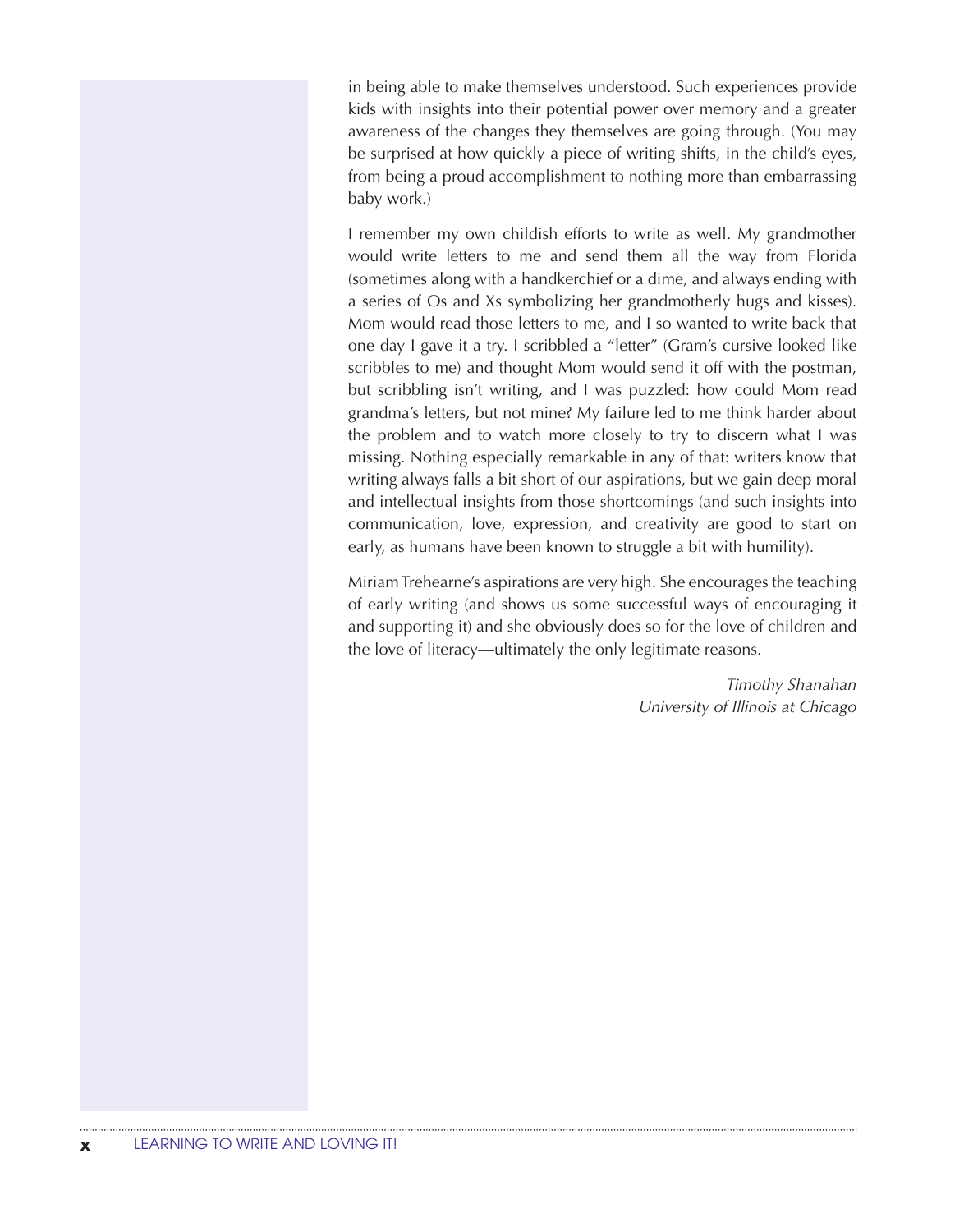in being able to make themselves understood. Such experiences provide kids with insights into their potential power over memory and a greater awareness of the changes they themselves are going through. (You may be surprised at how quickly a piece of writing shifts, in the child's eyes, from being a proud accomplishment to nothing more than embarrassing baby work.)

I remember my own childish efforts to write as well. My grandmother would write letters to me and send them all the way from Florida (sometimes along with a handkerchief or a dime, and always ending with a series of Os and Xs symbolizing her grandmotherly hugs and kisses). Mom would read those letters to me, and I so wanted to write back that one day I gave it a try. I scribbled a "letter" (Gram's cursive looked like scribbles to me) and thought Mom would send it off with the postman, but scribbling isn't writing, and I was puzzled: how could Mom read grandma's letters, but not mine? My failure led to me think harder about the problem and to watch more closely to try to discern what I was missing. Nothing especially remarkable in any of that: writers know that writing always falls a bit short of our aspirations, but we gain deep moral and intellectual insights from those shortcomings (and such insights into communication, love, expression, and creativity are good to start on early, as humans have been known to struggle a bit with humility).

Miriam Trehearne's aspirations are very high. She encourages the teaching of early writing (and shows us some successful ways of encouraging it and supporting it) and she obviously does so for the love of children and the love of literacy—ultimately the only legitimate reasons.

*Timothy Shanahan*
*University of Illinois at Chicago*